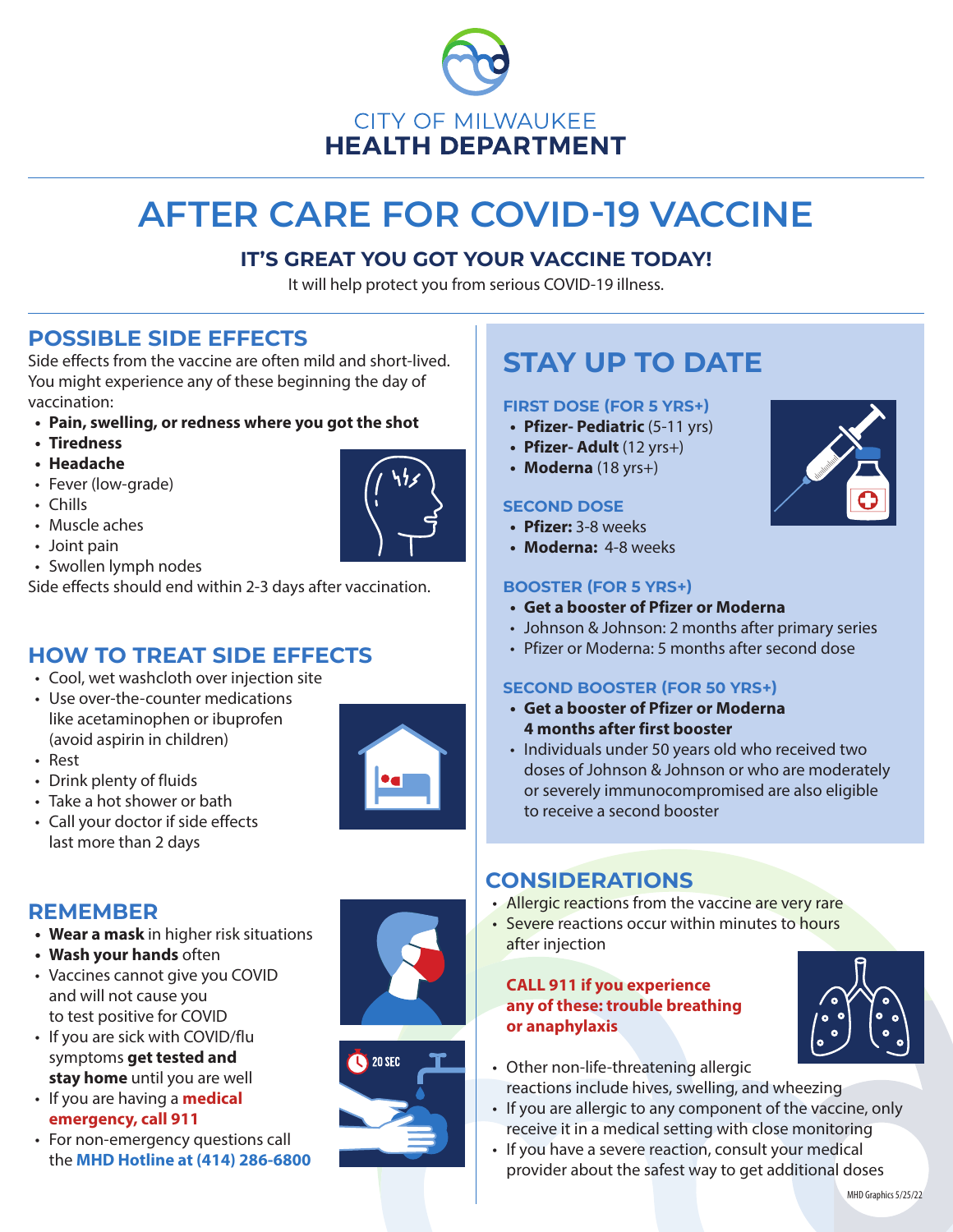CITY OF MILWAUKEE
**HEALTH DEPARTMENT**

# AFTER CARE FOR COVID-19 VACCINE

### IT'S GREAT YOU GOT YOUR VACCINE TODAY!

It will help protect you from serious COVID-19 illness.

## POSSIBLE SIDE EFFECTS

Side effects from the vaccine are often mild and short-lived. You might experience any of these beginning the day of vaccination:

- **Pain, swelling, or redness where you got the shot**
- **Tiredness**
- **Headache**
- Fever (low-grade)
- Chills
- Muscle aches
- Joint pain
- Swollen lymph nodes

Side effects should end within 2-3 days after vaccination.

## HOW TO TREAT SIDE EFFECTS

- Cool, wet washcloth over injection site
- Use over-the-counter medications like acetaminophen or ibuprofen (avoid aspirin in children)
- Rest
- Drink plenty of fluids
- Take a hot shower or bath
- Call your doctor if side effects last more than 2 days

## REMEMBER

- **Wear a mask** in higher risk situations
- **Wash your hands** often
- Vaccines cannot give you COVID and will not cause you to test positive for COVID
- If you are sick with COVID/flu symptoms **get tested and stay home** until you are well
- If you are having a **medical emergency, call 911**
- For non-emergency questions call the **MHD Hotline at (414) 286-6800**

## STAY UP TO DATE

### FIRST DOSE (FOR 5 YRS+)

- **Pfizer- Pediatric** (5-11 yrs)
- **Pfizer- Adult** (12 yrs+)
- **Moderna** (18 yrs+)

### SECOND DOSE

- **Pfizer:** 3-8 weeks
- **Moderna:** 4-8 weeks

### BOOSTER (FOR 5 YRS+)

- **Get a booster of Pfizer or Moderna**
- Johnson & Johnson: 2 months after primary series
- Pfizer or Moderna: 5 months after second dose

### SECOND BOOSTER (FOR 50 YRS+)

- **Get a booster of Pfizer or Moderna 4 months after first booster**
- Individuals under 50 years old who received two doses of Johnson & Johnson or who are moderately or severely immunocompromised are also eligible to receive a second booster

## CONSIDERATIONS

- Allergic reactions from the vaccine are very rare
- Severe reactions occur within minutes to hours after injection

**CALL 911 if you experience any of these: trouble breathing or anaphylaxis**

- Other non-life-threatening allergic reactions include hives, swelling, and wheezing
- If you are allergic to any component of the vaccine, only receive it in a medical setting with close monitoring
- If you have a severe reaction, consult your medical provider about the safest way to get additional doses

MHD Graphics 5/25/22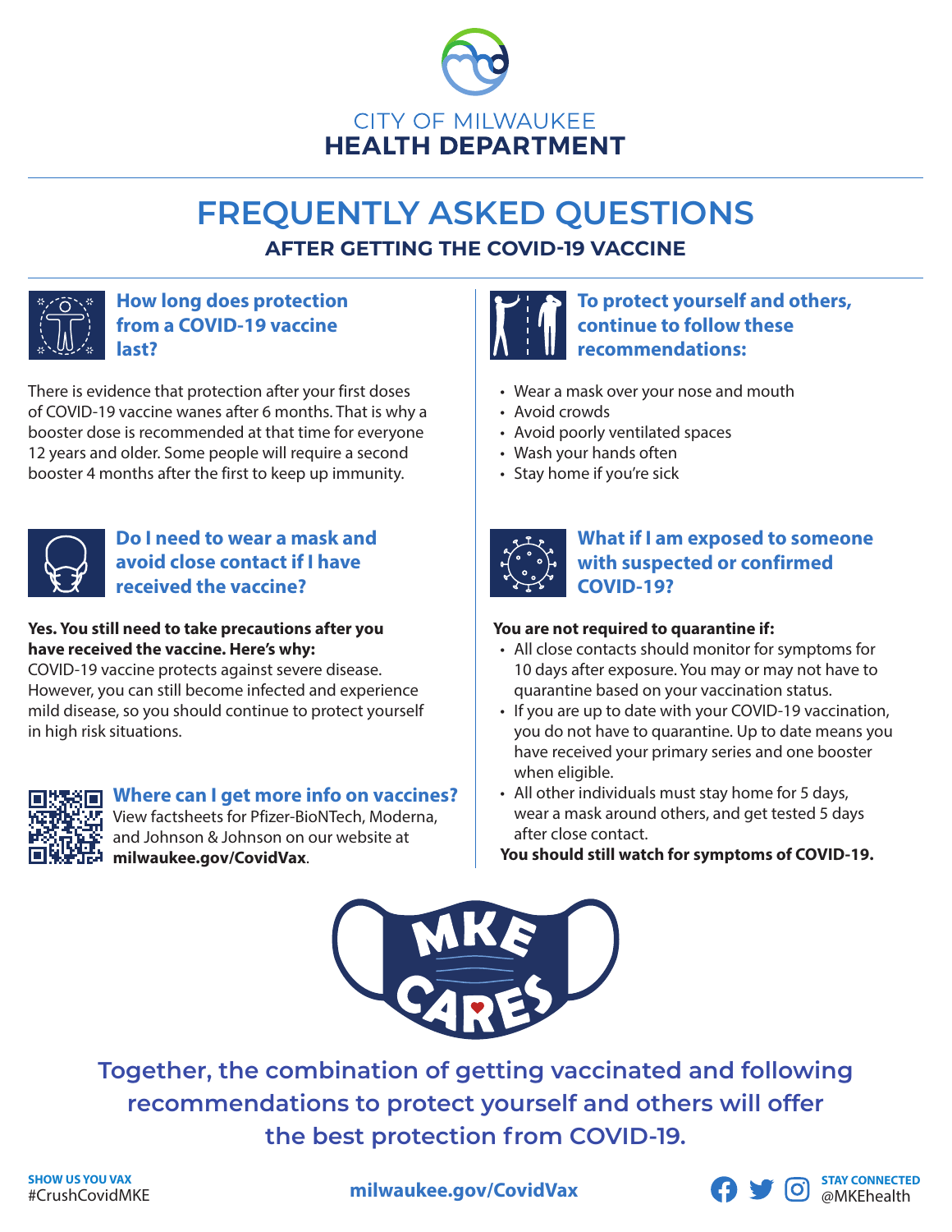CITY OF MILWAUKEE
**HEALTH DEPARTMENT**

# FREQUENTLY ASKED QUESTIONS

## AFTER GETTING THE COVID-19 VACCINE

### How long does protection from a COVID-19 vaccine last?

There is evidence that protection after your first doses of COVID-19 vaccine wanes after 6 months. That is why a booster dose is recommended at that time for everyone 12 years and older. Some people will require a second booster 4 months after the first to keep up immunity.

### Do I need to wear a mask and avoid close contact if I have received the vaccine?

**Yes. You still need to take precautions after you have received the vaccine. Here's why:**
COVID-19 vaccine protects against severe disease. However, you can still become infected and experience mild disease, so you should continue to protect yourself in high risk situations.

### Where can I get more info on vaccines?

View factsheets for Pfizer-BioNTech, Moderna, and Johnson & Johnson on our website at **milwaukee.gov/CovidVax**.

### To protect yourself and others, continue to follow these recommendations:

- Wear a mask over your nose and mouth
- Avoid crowds
- Avoid poorly ventilated spaces
- Wash your hands often
- Stay home if you're sick

### What if I am exposed to someone with suspected or confirmed COVID-19?

**You are not required to quarantine if:**

- All close contacts should monitor for symptoms for 10 days after exposure. You may or may not have to quarantine based on your vaccination status.
- If you are up to date with your COVID-19 vaccination, you do not have to quarantine. Up to date means you have received your primary series and one booster when eligible.
- All other individuals must stay home for 5 days, wear a mask around others, and get tested 5 days after close contact.

**You should still watch for symptoms of COVID-19.**

MKE CARES

**Together, the combination of getting vaccinated and following recommendations to protect yourself and others will offer the best protection from COVID-19.**

**SHOW US YOU VAX**
#CrushCovidMKE

**milwaukee.gov/CovidVax**

**STAY CONNECTED**
@MKEhealth